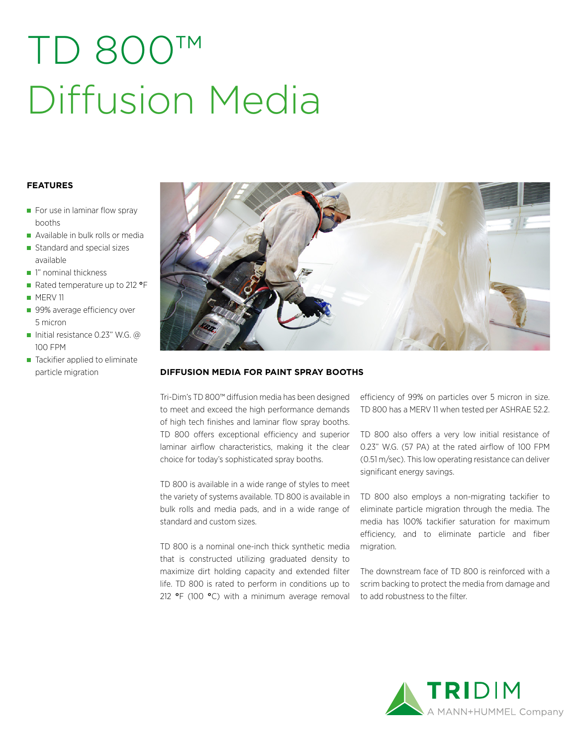# TD 800™ Diffusion Media

### FEATURES

- For use in laminar flow spray booths
- Available in bulk rolls or media
- Standard and special sizes available
- 1" nominal thickness
- Rated temperature up to 212 °F
- MERV 11
- 99% average efficiency over 5 micron
- Initial resistance 0.23" W.G. @ 100 FPM
- Tackifier applied to eliminate particle migration

## DIFFUSION MEDIA FOR PAINT SPRAY BOOTHS

Tri-Dim's TD 800™ diffusion media has been designed to meet and exceed the high performance demands of high tech finishes and laminar flow spray booths. TD 800 offers exceptional efficiency and superior laminar airflow characteristics, making it the clear choice for today's sophisticated spray booths.

TD 800 is available in a wide range of styles to meet the variety of systems available. TD 800 is available in bulk rolls and media pads, and in a wide range of standard and custom sizes.

TD 800 is a nominal one-inch thick synthetic media that is constructed utilizing graduated density to maximize dirt holding capacity and extended filter life. TD 800 is rated to perform in conditions up to 212 °F (100 °C) with a minimum average removal efficiency of 99% on particles over 5 micron in size. TD 800 has a MERV 11 when tested per ASHRAE 52.2.

TD 800 also offers a very low initial resistance of 0.23" W.G. (57 PA) at the rated airflow of 100 FPM (0.51 m/sec). This low operating resistance can deliver significant energy savings.

TD 800 also employs a non-migrating tackifier to eliminate particle migration through the media. The media has 100% tackifier saturation for maximum efficiency, and to eliminate particle and fiber migration.

The downstream face of TD 800 is reinforced with a scrim backing to protect the media from damage and to add robustness to the filter.

TRIDIM
A MANN+HUMMEL Company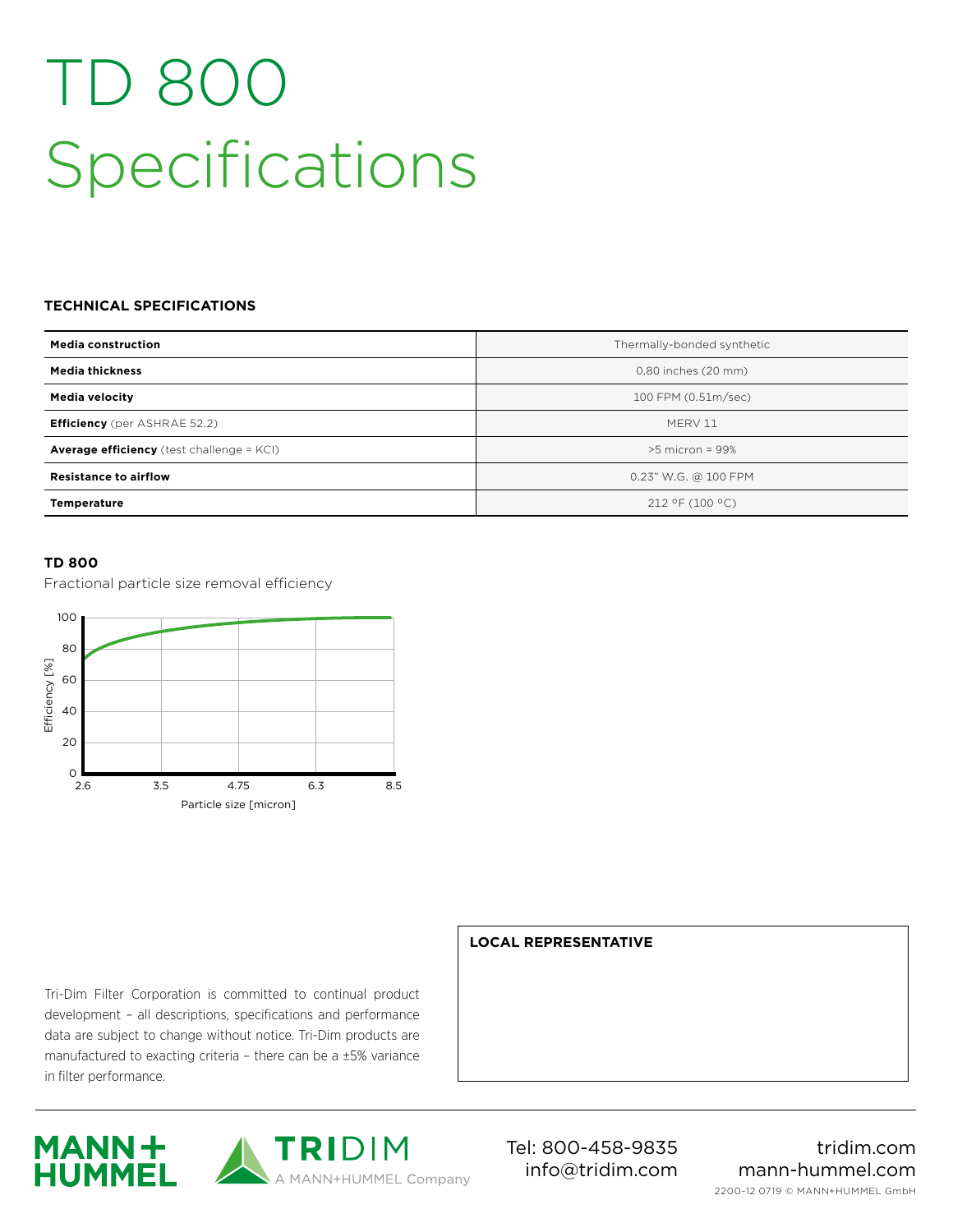# TD 800 Specifications

**TECHNICAL SPECIFICATIONS**

| | |
|---|---|
| **Media construction** | Thermally-bonded synthetic |
| **Media thickness** | 0.80 inches (20 mm) |
| **Media velocity** | 100 FPM (0.51m/sec) |
| **Efficiency** (per ASHRAE 52.2) | MERV 11 |
| **Average efficiency** (test challenge = KCl) | >5 micron = 99% |
| **Resistance to airflow** | 0.23" W.G. @ 100 FPM |
| **Temperature** | 212 °F (100 °C) |

**TD 800**

Fractional particle size removal efficiency

Efficiency [%]

100
80
60
40
20
0

2.6
3.5
4.75
6.3
8.5

Particle size [micron]

Tri-Dim Filter Corporation is committed to continual product development – all descriptions, specifications and performance data are subject to change without notice. Tri-Dim products are manufactured to exacting criteria – there can be a ±5% variance in filter performance.

**LOCAL REPRESENTATIVE**

MANN+HUMMEL

TRIDIM A MANN+HUMMEL Company

Tel: 800-458-9835
info@tridim.com

tridim.com
mann-hummel.com

2200-12 0719 © MANN+HUMMEL GmbH